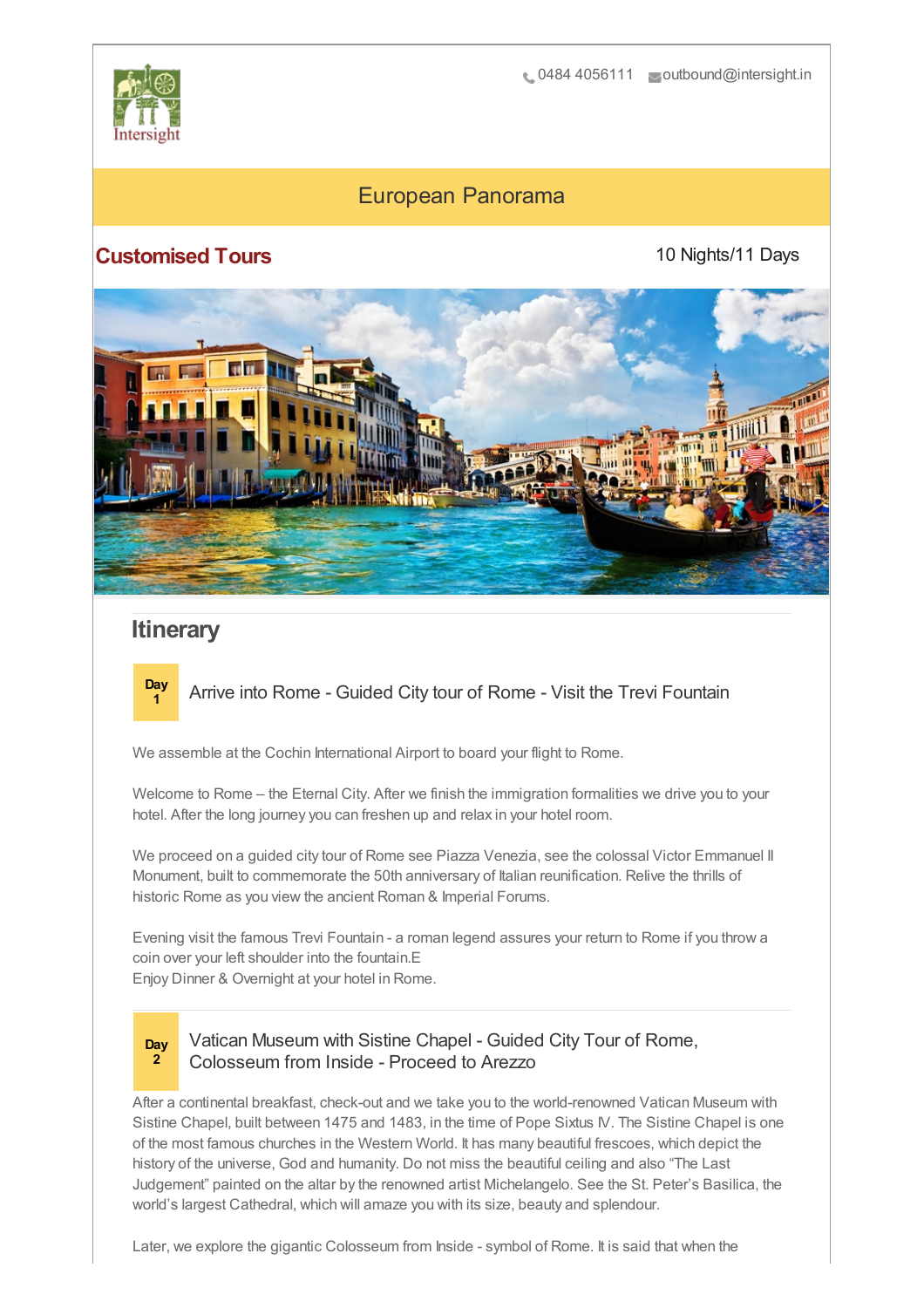0484 4056111 outbound@intersight.in

# European Panorama

**Customised Tours**

10 Nights/11 Days

## Itinerary

### Day 1 Arrive into Rome - Guided City tour of Rome - Visit the Trevi Fountain

We assemble at the Cochin International Airport to board your flight to Rome.

Welcome to Rome – the Eternal City. After we finish the immigration formalities we drive you to your hotel. After the long journey you can freshen up and relax in your hotel room.

We proceed on a guided city tour of Rome see Piazza Venezia, see the colossal Victor Emmanuel II Monument, built to commemorate the 50th anniversary of Italian reunification. Relive the thrills of historic Rome as you view the ancient Roman & Imperial Forums.

Evening visit the famous Trevi Fountain - a roman legend assures your return to Rome if you throw a coin over your left shoulder into the fountain.E
Enjoy Dinner & Overnight at your hotel in Rome.

### Day 2 Vatican Museum with Sistine Chapel - Guided City Tour of Rome, Colosseum from Inside - Proceed to Arezzo

After a continental breakfast, check-out and we take you to the world-renowned Vatican Museum with Sistine Chapel, built between 1475 and 1483, in the time of Pope Sixtus IV. The Sistine Chapel is one of the most famous churches in the Western World. It has many beautiful frescoes, which depict the history of the universe, God and humanity. Do not miss the beautiful ceiling and also "The Last Judgement" painted on the altar by the renowned artist Michelangelo. See the St. Peter's Basilica, the world's largest Cathedral, which will amaze you with its size, beauty and splendour.

Later, we explore the gigantic Colosseum from Inside - symbol of Rome. It is said that when the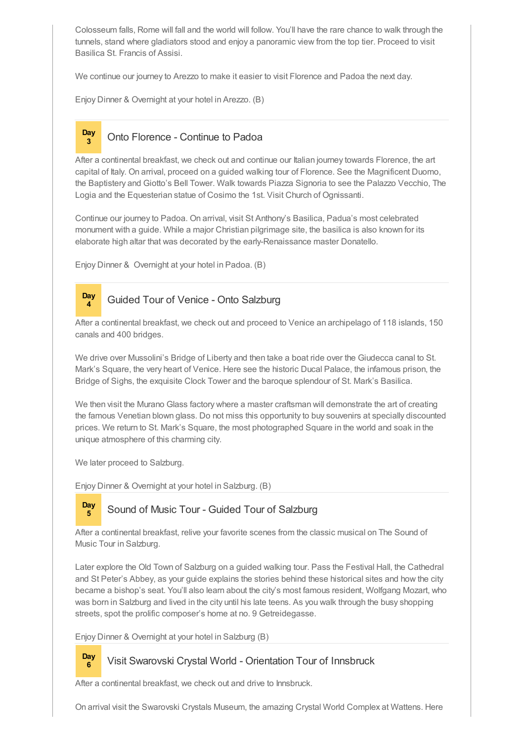Colosseum falls, Rome will fall and the world will follow. You'll have the rare chance to walk through the tunnels, stand where gladiators stood and enjoy a panoramic view from the top tier. Proceed to visit Basilica St. Francis of Assisi.

We continue our journey to Arezzo to make it easier to visit Florence and Padoa the next day.

Enjoy Dinner & Overnight at your hotel in Arezzo. (B)

## Day 3 Onto Florence - Continue to Padoa

After a continental breakfast, we check out and continue our Italian journey towards Florence, the art capital of Italy. On arrival, proceed on a guided walking tour of Florence. See the Magnificent Duomo, the Baptistery and Giotto's Bell Tower. Walk towards Piazza Signoria to see the Palazzo Vecchio, The Logia and the Equestrian statue of Cosimo the 1st. Visit Church of Ognissanti.

Continue our journey to Padoa. On arrival, visit St Anthony's Basilica, Padua's most celebrated monument with a guide. While a major Christian pilgrimage site, the basilica is also known for its elaborate high altar that was decorated by the early-Renaissance master Donatello.

Enjoy Dinner & Overnight at your hotel in Padoa. (B)

## Day 4 Guided Tour of Venice - Onto Salzburg

After a continental breakfast, we check out and proceed to Venice an archipelago of 118 islands, 150 canals and 400 bridges.

We drive over Mussolini's Bridge of Liberty and then take a boat ride over the Giudecca canal to St. Mark's Square, the very heart of Venice. Here see the historic Ducal Palace, the infamous prison, the Bridge of Sighs, the exquisite Clock Tower and the baroque splendour of St. Mark's Basilica.

We then visit the Murano Glass factory where a master craftsman will demonstrate the art of creating the famous Venetian blown glass. Do not miss this opportunity to buy souvenirs at specially discounted prices. We return to St. Mark's Square, the most photographed Square in the world and soak in the unique atmosphere of this charming city.

We later proceed to Salzburg.

Enjoy Dinner & Overnight at your hotel in Salzburg. (B)

## Day 5 Sound of Music Tour - Guided Tour of Salzburg

After a continental breakfast, relive your favorite scenes from the classic musical on The Sound of Music Tour in Salzburg.

Later explore the Old Town of Salzburg on a guided walking tour. Pass the Festival Hall, the Cathedral and St Peter's Abbey, as your guide explains the stories behind these historical sites and how the city became a bishop's seat. You'll also learn about the city's most famous resident, Wolfgang Mozart, who was born in Salzburg and lived in the city until his late teens. As you walk through the busy shopping streets, spot the prolific composer's home at no. 9 Getreidegasse.

Enjoy Dinner & Overnight at your hotel in Salzburg (B)

## Day 6 Visit Swarovski Crystal World - Orientation Tour of Innsbruck

After a continental breakfast, we check out and drive to Innsbruck.

On arrival visit the Swarovski Crystals Museum, the amazing Crystal World Complex at Wattens. Here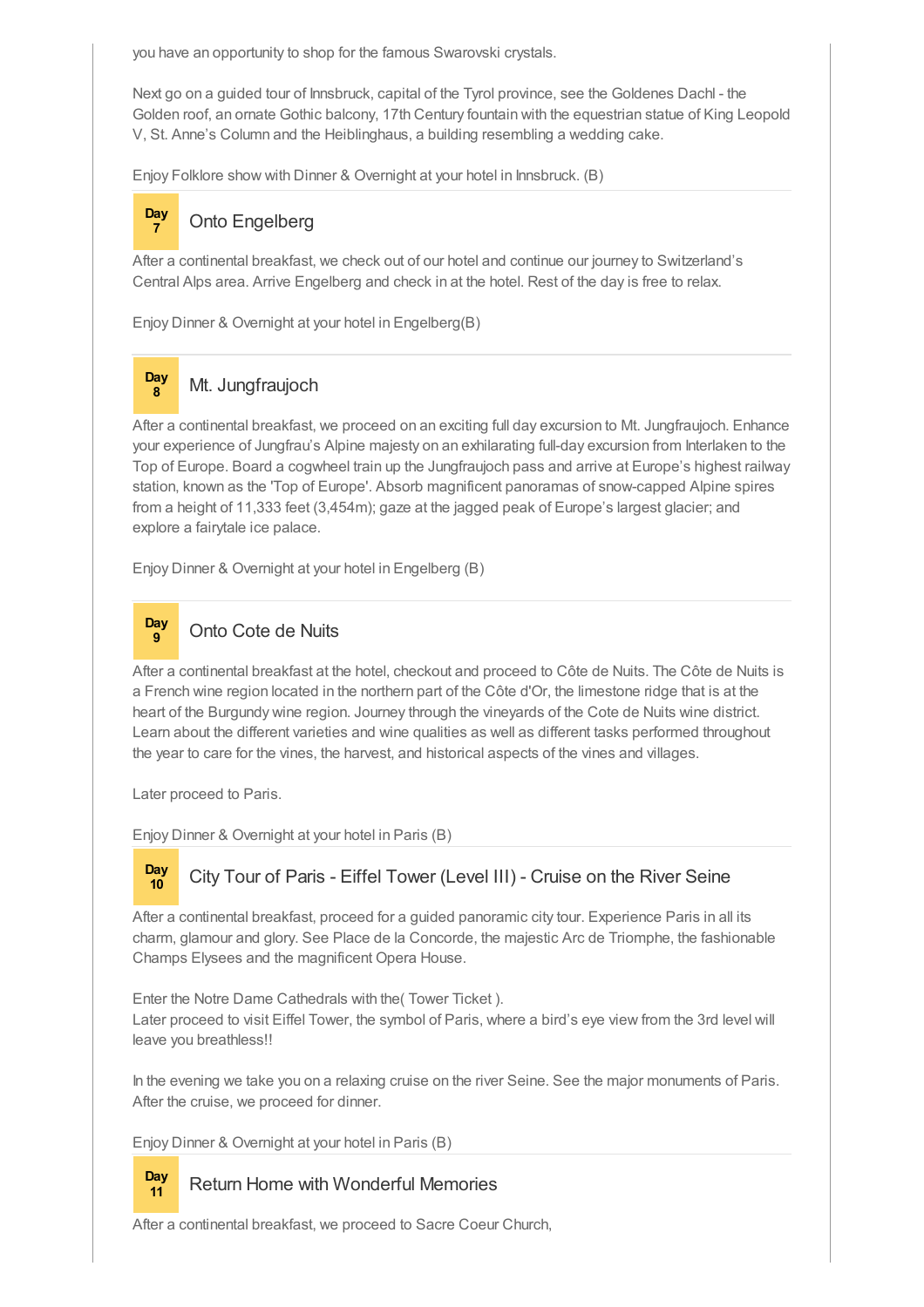you have an opportunity to shop for the famous Swarovski crystals.

Next go on a guided tour of Innsbruck, capital of the Tyrol province, see the Goldenes Dachl - the Golden roof, an ornate Gothic balcony, 17th Century fountain with the equestrian statue of King Leopold V, St. Anne's Column and the Heiblinghaus, a building resembling a wedding cake.

Enjoy Folklore show with Dinner & Overnight at your hotel in Innsbruck. (B)

## Day 7 Onto Engelberg

After a continental breakfast, we check out of our hotel and continue our journey to Switzerland's Central Alps area. Arrive Engelberg and check in at the hotel. Rest of the day is free to relax.

Enjoy Dinner & Overnight at your hotel in Engelberg(B)

## Day 8 Mt. Jungfraujoch

After a continental breakfast, we proceed on an exciting full day excursion to Mt. Jungfraujoch. Enhance your experience of Jungfrau's Alpine majesty on an exhilarating full-day excursion from Interlaken to the Top of Europe. Board a cogwheel train up the Jungfraujoch pass and arrive at Europe's highest railway station, known as the 'Top of Europe'. Absorb magnificent panoramas of snow-capped Alpine spires from a height of 11,333 feet (3,454m); gaze at the jagged peak of Europe's largest glacier; and explore a fairytale ice palace.

Enjoy Dinner & Overnight at your hotel in Engelberg (B)

## Day 9 Onto Cote de Nuits

After a continental breakfast at the hotel, checkout and proceed to Côte de Nuits. The Côte de Nuits is a French wine region located in the northern part of the Côte d'Or, the limestone ridge that is at the heart of the Burgundy wine region. Journey through the vineyards of the Cote de Nuits wine district. Learn about the different varieties and wine qualities as well as different tasks performed throughout the year to care for the vines, the harvest, and historical aspects of the vines and villages.

Later proceed to Paris.

Enjoy Dinner & Overnight at your hotel in Paris (B)

## Day 10 City Tour of Paris - Eiffel Tower (Level III) - Cruise on the River Seine

After a continental breakfast, proceed for a guided panoramic city tour. Experience Paris in all its charm, glamour and glory. See Place de la Concorde, the majestic Arc de Triomphe, the fashionable Champs Elysees and the magnificent Opera House.

Enter the Notre Dame Cathedrals with the( Tower Ticket ).
Later proceed to visit Eiffel Tower, the symbol of Paris, where a bird's eye view from the 3rd level will leave you breathless!!

In the evening we take you on a relaxing cruise on the river Seine. See the major monuments of Paris. After the cruise, we proceed for dinner.

Enjoy Dinner & Overnight at your hotel in Paris (B)

## Day 11 Return Home with Wonderful Memories

After a continental breakfast, we proceed to Sacre Coeur Church,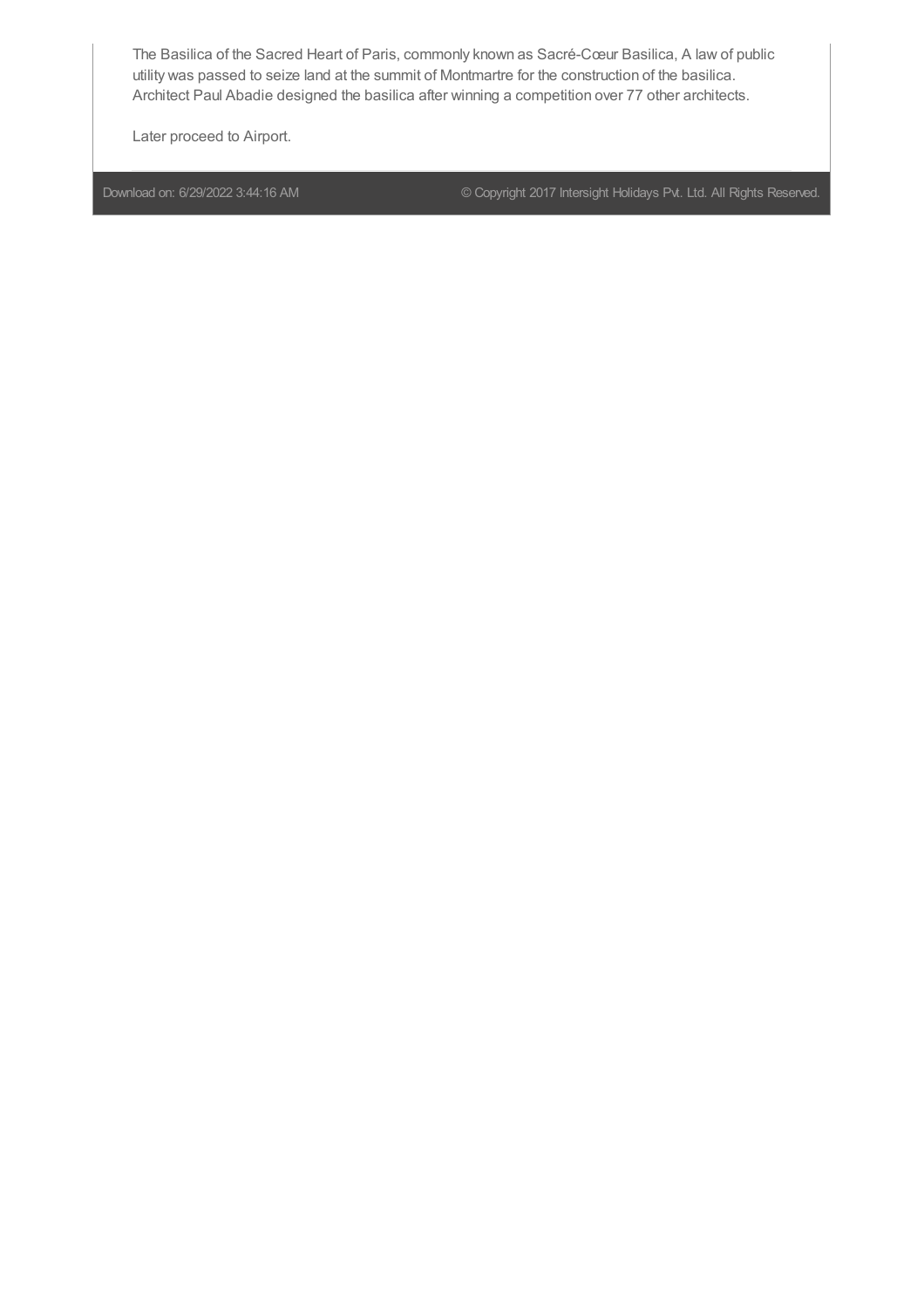The Basilica of the Sacred Heart of Paris, commonly known as Sacré-Cœur Basilica, A law of public utility was passed to seize land at the summit of Montmartre for the construction of the basilica. Architect Paul Abadie designed the basilica after winning a competition over 77 other architects.

Later proceed to Airport.